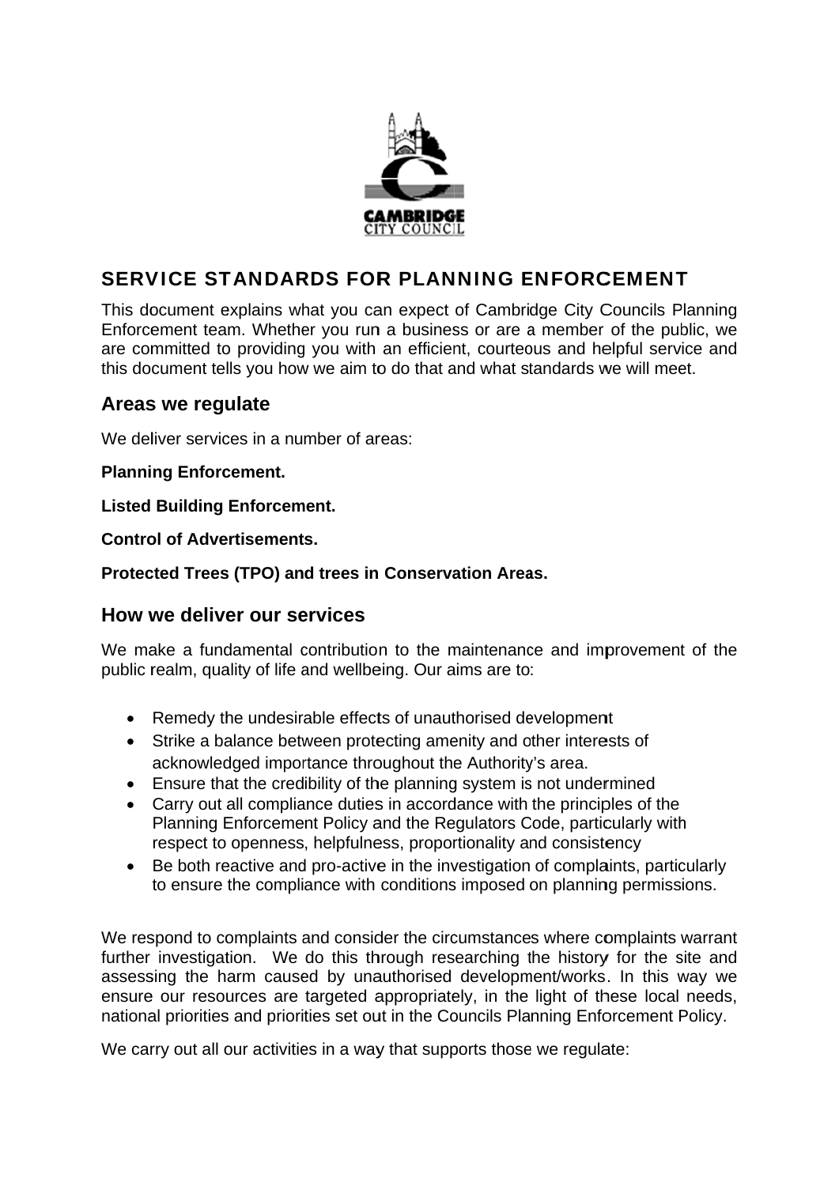CAMBRIDGE
CITY COUNCIL

## SERVICE STANDARDS FOR PLANNING ENFORCEMENT

This document explains what you can expect of Cambridge City Councils Planning Enforcement team. Whether you run a business or are a member of the public, we are committed to providing you with an efficient, courteous and helpful service and this document tells you how we aim to do that and what standards we will meet.

### Areas we regulate

We deliver services in a number of areas:

**Planning Enforcement.**

**Listed Building Enforcement.**

**Control of Advertisements.**

**Protected Trees (TPO) and trees in Conservation Areas.**

### How we deliver our services

We make a fundamental contribution to the maintenance and improvement of the public realm, quality of life and wellbeing. Our aims are to:

- Remedy the undesirable effects of unauthorised development
- Strike a balance between protecting amenity and other interests of acknowledged importance throughout the Authority's area.
- Ensure that the credibility of the planning system is not undermined
- Carry out all compliance duties in accordance with the principles of the Planning Enforcement Policy and the Regulators Code, particularly with respect to openness, helpfulness, proportionality and consistency
- Be both reactive and pro-active in the investigation of complaints, particularly to ensure the compliance with conditions imposed on planning permissions.

We respond to complaints and consider the circumstances where complaints warrant further investigation. We do this through researching the history for the site and assessing the harm caused by unauthorised development/works. In this way we ensure our resources are targeted appropriately, in the light of these local needs, national priorities and priorities set out in the Councils Planning Enforcement Policy.

We carry out all our activities in a way that supports those we regulate: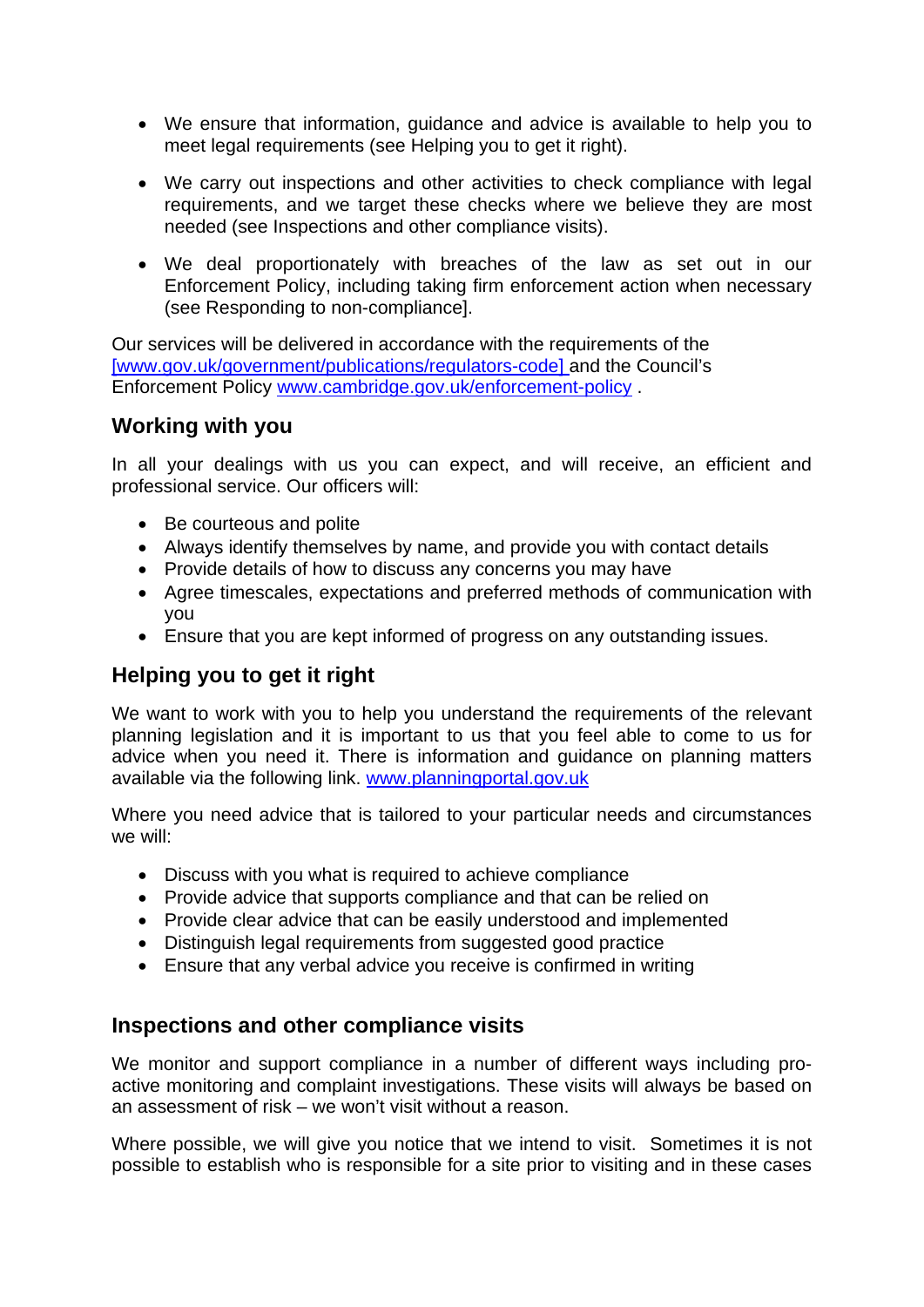- We ensure that information, guidance and advice is available to help you to meet legal requirements (see Helping you to get it right).
- We carry out inspections and other activities to check compliance with legal requirements, and we target these checks where we believe they are most needed (see Inspections and other compliance visits).
- We deal proportionately with breaches of the law as set out in our Enforcement Policy, including taking firm enforcement action when necessary (see Responding to non-compliance].

Our services will be delivered in accordance with the requirements of the [www.gov.uk/government/publications/regulators-code] and the Council's Enforcement Policy www.cambridge.gov.uk/enforcement-policy .

## Working with you

In all your dealings with us you can expect, and will receive, an efficient and professional service. Our officers will:

- Be courteous and polite
- Always identify themselves by name, and provide you with contact details
- Provide details of how to discuss any concerns you may have
- Agree timescales, expectations and preferred methods of communication with you
- Ensure that you are kept informed of progress on any outstanding issues.

## Helping you to get it right

We want to work with you to help you understand the requirements of the relevant planning legislation and it is important to us that you feel able to come to us for advice when you need it. There is information and guidance on planning matters available via the following link. www.planningportal.gov.uk

Where you need advice that is tailored to your particular needs and circumstances we will:

- Discuss with you what is required to achieve compliance
- Provide advice that supports compliance and that can be relied on
- Provide clear advice that can be easily understood and implemented
- Distinguish legal requirements from suggested good practice
- Ensure that any verbal advice you receive is confirmed in writing

## Inspections and other compliance visits

We monitor and support compliance in a number of different ways including pro-active monitoring and complaint investigations. These visits will always be based on an assessment of risk – we won't visit without a reason.

Where possible, we will give you notice that we intend to visit. Sometimes it is not possible to establish who is responsible for a site prior to visiting and in these cases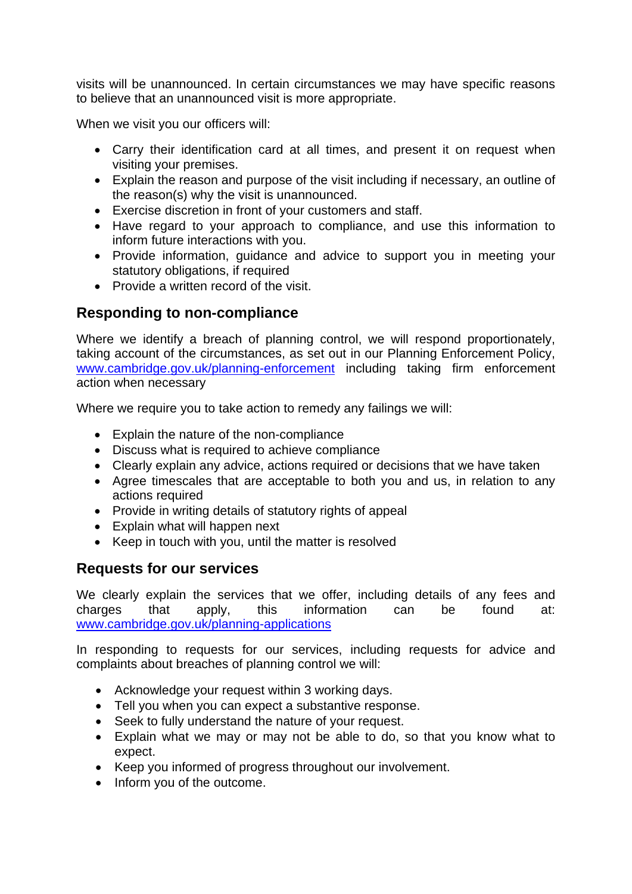visits will be unannounced. In certain circumstances we may have specific reasons to believe that an unannounced visit is more appropriate.

When we visit you our officers will:

- Carry their identification card at all times, and present it on request when visiting your premises.
- Explain the reason and purpose of the visit including if necessary, an outline of the reason(s) why the visit is unannounced.
- Exercise discretion in front of your customers and staff.
- Have regard to your approach to compliance, and use this information to inform future interactions with you.
- Provide information, guidance and advice to support you in meeting your statutory obligations, if required
- Provide a written record of the visit.

## Responding to non-compliance

Where we identify a breach of planning control, we will respond proportionately, taking account of the circumstances, as set out in our Planning Enforcement Policy, [www.cambridge.gov.uk/planning-enforcement](http://www.cambridge.gov.uk/planning-enforcement) including taking firm enforcement action when necessary

Where we require you to take action to remedy any failings we will:

- Explain the nature of the non-compliance
- Discuss what is required to achieve compliance
- Clearly explain any advice, actions required or decisions that we have taken
- Agree timescales that are acceptable to both you and us, in relation to any actions required
- Provide in writing details of statutory rights of appeal
- Explain what will happen next
- Keep in touch with you, until the matter is resolved

## Requests for our services

We clearly explain the services that we offer, including details of any fees and charges that apply, this information can be found at: [www.cambridge.gov.uk/planning-applications](http://www.cambridge.gov.uk/planning-applications)

In responding to requests for our services, including requests for advice and complaints about breaches of planning control we will:

- Acknowledge your request within 3 working days.
- Tell you when you can expect a substantive response.
- Seek to fully understand the nature of your request.
- Explain what we may or may not be able to do, so that you know what to expect.
- Keep you informed of progress throughout our involvement.
- Inform you of the outcome.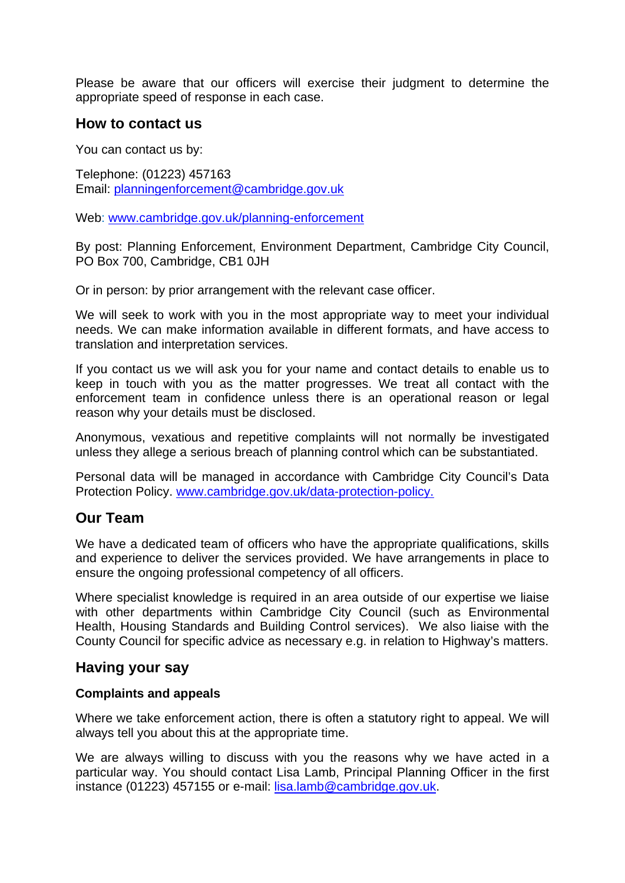Please be aware that our officers will exercise their judgment to determine the appropriate speed of response in each case.

## How to contact us

You can contact us by:

Telephone: (01223) 457163
Email: [planningenforcement@cambridge.gov.uk](mailto:planningenforcement@cambridge.gov.uk)

Web: [www.cambridge.gov.uk/planning-enforcement](http://www.cambridge.gov.uk/planning-enforcement)

By post: Planning Enforcement, Environment Department, Cambridge City Council, PO Box 700, Cambridge, CB1 0JH

Or in person: by prior arrangement with the relevant case officer.

We will seek to work with you in the most appropriate way to meet your individual needs. We can make information available in different formats, and have access to translation and interpretation services.

If you contact us we will ask you for your name and contact details to enable us to keep in touch with you as the matter progresses. We treat all contact with the enforcement team in confidence unless there is an operational reason or legal reason why your details must be disclosed.

Anonymous, vexatious and repetitive complaints will not normally be investigated unless they allege a serious breach of planning control which can be substantiated.

Personal data will be managed in accordance with Cambridge City Council's Data Protection Policy. [www.cambridge.gov.uk/data-protection-policy.](http://www.cambridge.gov.uk/data-protection-policy)

## Our Team

We have a dedicated team of officers who have the appropriate qualifications, skills and experience to deliver the services provided. We have arrangements in place to ensure the ongoing professional competency of all officers.

Where specialist knowledge is required in an area outside of our expertise we liaise with other departments within Cambridge City Council (such as Environmental Health, Housing Standards and Building Control services). We also liaise with the County Council for specific advice as necessary e.g. in relation to Highway's matters.

## Having your say

### Complaints and appeals

Where we take enforcement action, there is often a statutory right to appeal. We will always tell you about this at the appropriate time.

We are always willing to discuss with you the reasons why we have acted in a particular way. You should contact Lisa Lamb, Principal Planning Officer in the first instance (01223) 457155 or e-mail: [lisa.lamb@cambridge.gov.uk](mailto:lisa.lamb@cambridge.gov.uk).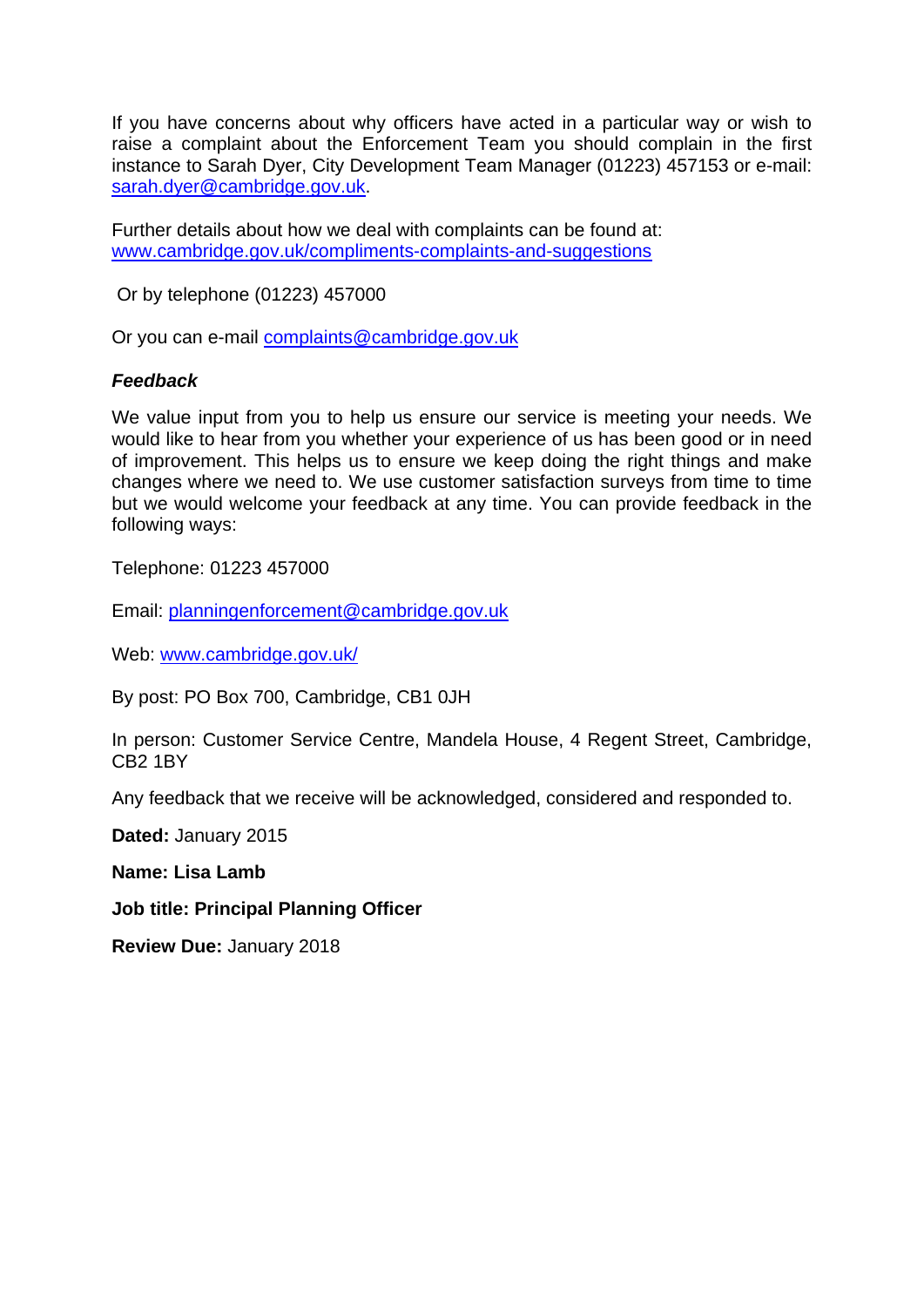If you have concerns about why officers have acted in a particular way or wish to raise a complaint about the Enforcement Team you should complain in the first instance to Sarah Dyer, City Development Team Manager (01223) 457153 or e-mail: sarah.dyer@cambridge.gov.uk.

Further details about how we deal with complaints can be found at:
www.cambridge.gov.uk/compliments-complaints-and-suggestions

Or by telephone (01223) 457000

Or you can e-mail complaints@cambridge.gov.uk

***Feedback***

We value input from you to help us ensure our service is meeting your needs. We would like to hear from you whether your experience of us has been good or in need of improvement. This helps us to ensure we keep doing the right things and make changes where we need to. We use customer satisfaction surveys from time to time but we would welcome your feedback at any time. You can provide feedback in the following ways:

Telephone: 01223 457000

Email: planningenforcement@cambridge.gov.uk

Web: www.cambridge.gov.uk/

By post: PO Box 700, Cambridge, CB1 0JH

In person: Customer Service Centre, Mandela House, 4 Regent Street, Cambridge, CB2 1BY

Any feedback that we receive will be acknowledged, considered and responded to.

**Dated:** January 2015

**Name: Lisa Lamb**

**Job title: Principal Planning Officer**

**Review Due:** January 2018